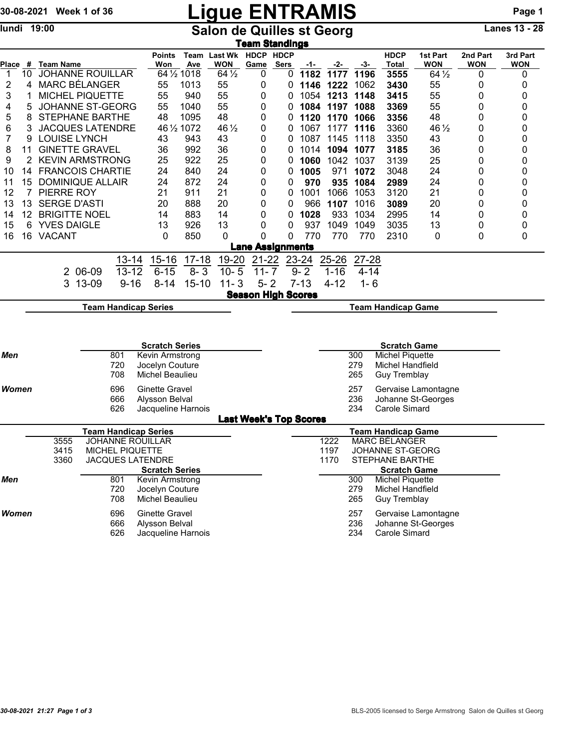# Ligue ENTRAMIS

30-08-2021 Week 1 of 36

lundi 19:00

## Salon de Quilles st Georg

Lanes 13 - 28

### Team Standings

| Place | # | Team Name | Points Won | Team Ave | Last Wk WON | HDCP Game | HDCP Sers | -1- | -2- | -3- | HDCP Total | 1st Part WON | 2nd Part WON | 3rd Part WON |
|---|---|---|---|---|---|---|---|---|---|---|---|---|---|---|
| 1 | 10 | JOHANNE ROUILLAR | 64½ | 1018 | 64½ | 0 | 0 | **1182** | **1177** | **1196** | **3555** | 64½ | 0 | 0 |
| 2 | 4 | MARC BÉLANGER | 55 | 1013 | 55 | 0 | 0 | **1146** | **1222** | 1062 | **3430** | 55 | 0 | 0 |
| 3 | 1 | MICHEL PIQUETTE | 55 | 940 | 55 | 0 | 0 | 1054 | **1213** | **1148** | **3415** | 55 | 0 | 0 |
| 4 | 5 | JOHANNE ST-GEORG | 55 | 1040 | 55 | 0 | 0 | **1084** | **1197** | **1088** | **3369** | 55 | 0 | 0 |
| 5 | 8 | STEPHANE BARTHE | 48 | 1095 | 48 | 0 | 0 | **1120** | **1170** | **1066** | **3356** | 48 | 0 | 0 |
| 6 | 3 | JACQUES LATENDRE | 46½ | 1072 | 46½ | 0 | 0 | 1067 | 1177 | **1116** | 3360 | 46½ | 0 | 0 |
| 7 | 9 | LOUISE LYNCH | 43 | 943 | 43 | 0 | 0 | 1087 | 1145 | 1118 | 3350 | 43 | 0 | 0 |
| 8 | 11 | GINETTE GRAVEL | 36 | 992 | 36 | 0 | 0 | 1014 | **1094** | **1077** | **3185** | 36 | 0 | 0 |
| 9 | 2 | KEVIN ARMSTRONG | 25 | 922 | 25 | 0 | 0 | **1060** | 1042 | 1037 | 3139 | 25 | 0 | 0 |
| 10 | 14 | FRANCOIS CHARTIE | 24 | 840 | 24 | 0 | 0 | **1005** | 971 | **1072** | 3048 | 24 | 0 | 0 |
| 11 | 15 | DOMINIQUE ALLAIR | 24 | 872 | 24 | 0 | 0 | **970** | **935** | **1084** | **2989** | 24 | 0 | 0 |
| 12 | 7 | PIERRE ROY | 21 | 911 | 21 | 0 | 0 | 1001 | 1066 | 1053 | 3120 | 21 | 0 | 0 |
| 13 | 13 | SERGE D'ASTI | 20 | 888 | 20 | 0 | 0 | 966 | **1107** | 1016 | **3089** | 20 | 0 | 0 |
| 14 | 12 | BRIGITTE NOEL | 14 | 883 | 14 | 0 | 0 | **1028** | 933 | 1034 | 2995 | 14 | 0 | 0 |
| 15 | 6 | YVES DAIGLE | 13 | 926 | 13 | 0 | 0 | 937 | 1049 | 1049 | 3035 | 13 | 0 | 0 |
| 16 | 16 | VACANT | 0 | 850 | 0 | 0 | 0 | 770 | 770 | 770 | 2310 | 0 | 0 | 0 |

### Lane Assignments

| | 13-14 | 15-16 | 17-18 | 19-20 | 21-22 | 23-24 | 25-26 | 27-28 |
|---|---|---|---|---|---|---|---|---|
| 2 06-09 | 13-12 | 6-15 | 8- 3 | 10- 5 | 11- 7 | 9- 2 | 1-16 | 4-14 |
| 3 13-09 | 9-16 | 8-14 | 15-10 | 11- 3 | 5- 2 | 7-13 | 4-12 | 1- 6 |

### Season High Scores

**Team Handicap Series**

**Team Handicap Game**

| | Scratch Series | | Scratch Game | |
|---|---|---|---|---|
| **Men** | 801 | Kevin Armstrong | 300 | Michel Piquette |
| | 720 | Jocelyn Couture | 279 | Michel Handfield |
| | 708 | Michel Beaulieu | 265 | Guy Tremblay |
| **Women** | 696 | Ginette Gravel | 257 | Gervaise Lamontagne |
| | 666 | Alysson Belval | 236 | Johanne St-Georges |
| | 626 | Jacqueline Harnois | 234 | Carole Simard |

### Last Week's Top Scores

| Team Handicap Series | | Team Handicap Game | |
|---|---|---|---|
| 3555 | JOHANNE ROUILLAR | 1222 | MARC BÉLANGER |
| 3415 | MICHEL PIQUETTE | 1197 | JOHANNE ST-GEORG |
| 3360 | JACQUES LATENDRE | 1170 | STEPHANE BARTHE |

| | Scratch Series | | Scratch Game | |
|---|---|---|---|---|
| **Men** | 801 | Kevin Armstrong | 300 | Michel Piquette |
| | 720 | Jocelyn Couture | 279 | Michel Handfield |
| | 708 | Michel Beaulieu | 265 | Guy Tremblay |
| **Women** | 696 | Ginette Gravel | 257 | Gervaise Lamontagne |
| | 666 | Alysson Belval | 236 | Johanne St-Georges |
| | 626 | Jacqueline Harnois | 234 | Carole Simard |

*30-08-2021 21:27*

BLS-2005 licensed to Serge Armstrong Salon de Quilles st Georg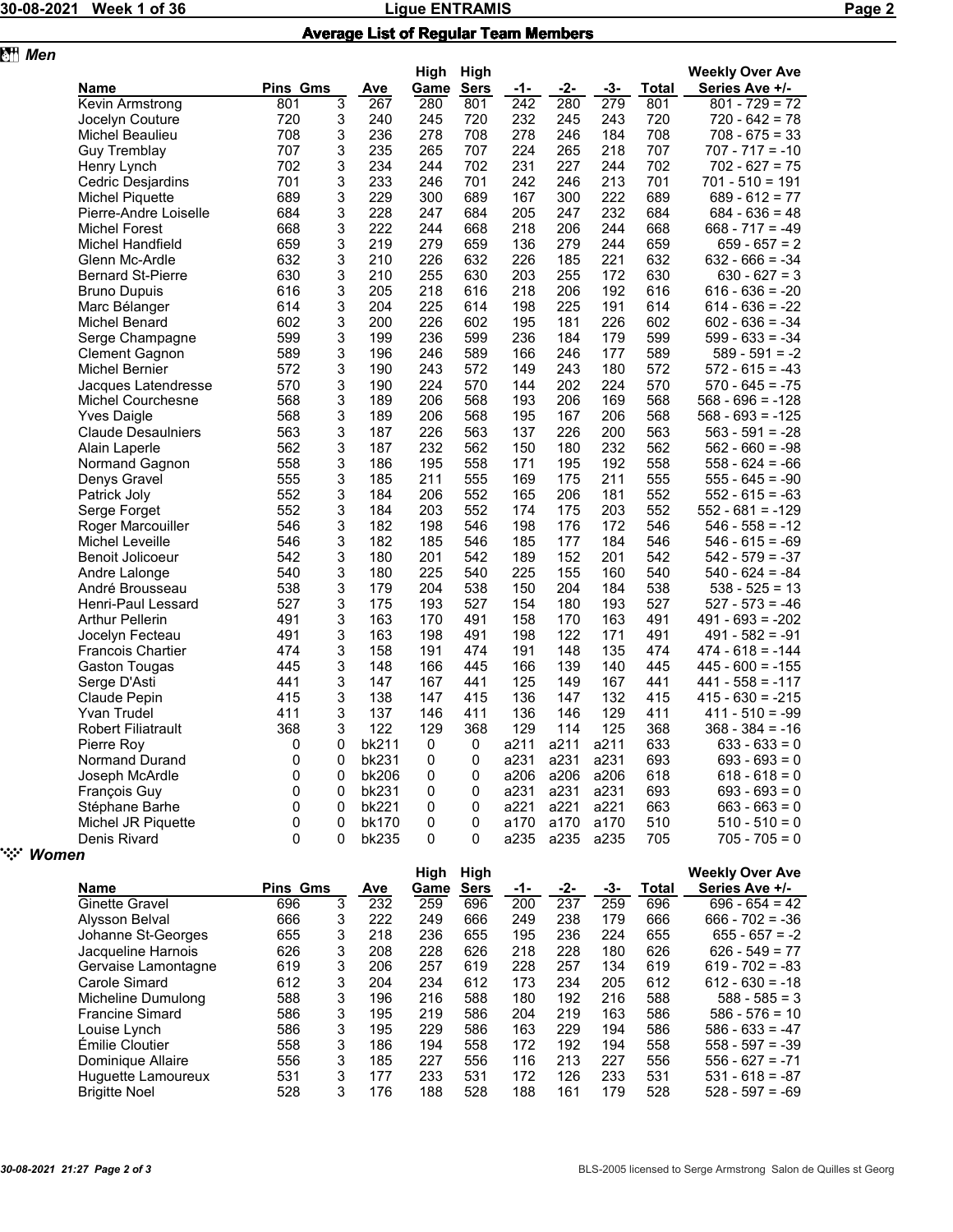## Average List of Regular Team Members

### Men

| Name | Pins | Gms | Ave | High Game | High Sers | -1- | -2- | -3- | Total | Weekly Over Ave Series Ave +/- |
|---|---|---|---|---|---|---|---|---|---|---|
| Kevin Armstrong | 801 | 3 | 267 | 280 | 801 | 242 | 280 | 279 | 801 | 801 - 729 = 72 |
| Jocelyn Couture | 720 | 3 | 240 | 245 | 720 | 232 | 245 | 243 | 720 | 720 - 642 = 78 |
| Michel Beaulieu | 708 | 3 | 236 | 278 | 708 | 278 | 246 | 184 | 708 | 708 - 675 = 33 |
| Guy Tremblay | 707 | 3 | 235 | 265 | 707 | 224 | 265 | 218 | 707 | 707 - 717 = -10 |
| Henry Lynch | 702 | 3 | 234 | 244 | 702 | 231 | 227 | 244 | 702 | 702 - 627 = 75 |
| Cedric Desjardins | 701 | 3 | 233 | 246 | 701 | 242 | 246 | 213 | 701 | 701 - 510 = 191 |
| Michel Piquette | 689 | 3 | 229 | 300 | 689 | 167 | 300 | 222 | 689 | 689 - 612 = 77 |
| Pierre-Andre Loiselle | 684 | 3 | 228 | 247 | 684 | 205 | 247 | 232 | 684 | 684 - 636 = 48 |
| Michel Forest | 668 | 3 | 222 | 244 | 668 | 218 | 206 | 244 | 668 | 668 - 717 = -49 |
| Michel Handfield | 659 | 3 | 219 | 279 | 659 | 136 | 279 | 244 | 659 | 659 - 657 = 2 |
| Glenn Mc-Ardle | 632 | 3 | 210 | 226 | 632 | 226 | 185 | 221 | 632 | 632 - 666 = -34 |
| Bernard St-Pierre | 630 | 3 | 210 | 255 | 630 | 203 | 255 | 172 | 630 | 630 - 627 = 3 |
| Bruno Dupuis | 616 | 3 | 205 | 218 | 616 | 218 | 206 | 192 | 616 | 616 - 636 = -20 |
| Marc Bélanger | 614 | 3 | 204 | 225 | 614 | 198 | 225 | 191 | 614 | 614 - 636 = -22 |
| Michel Benard | 602 | 3 | 200 | 226 | 602 | 195 | 181 | 226 | 602 | 602 - 636 = -34 |
| Serge Champagne | 599 | 3 | 199 | 236 | 599 | 236 | 184 | 179 | 599 | 599 - 633 = -34 |
| Clement Gagnon | 589 | 3 | 196 | 246 | 589 | 166 | 246 | 177 | 589 | 589 - 591 = -2 |
| Michel Bernier | 572 | 3 | 190 | 243 | 572 | 149 | 243 | 180 | 572 | 572 - 615 = -43 |
| Jacques Latendresse | 570 | 3 | 190 | 224 | 570 | 144 | 202 | 224 | 570 | 570 - 645 = -75 |
| Michel Courchesne | 568 | 3 | 189 | 206 | 568 | 193 | 206 | 169 | 568 | 568 - 696 = -128 |
| Yves Daigle | 568 | 3 | 189 | 206 | 568 | 195 | 167 | 206 | 568 | 568 - 693 = -125 |
| Claude Desaulniers | 563 | 3 | 187 | 226 | 563 | 137 | 226 | 200 | 563 | 563 - 591 = -28 |
| Alain Laperle | 562 | 3 | 187 | 232 | 562 | 150 | 180 | 232 | 562 | 562 - 660 = -98 |
| Normand Gagnon | 558 | 3 | 186 | 195 | 558 | 171 | 195 | 192 | 558 | 558 - 624 = -66 |
| Denys Gravel | 555 | 3 | 185 | 211 | 555 | 169 | 175 | 211 | 555 | 555 - 645 = -90 |
| Patrick Joly | 552 | 3 | 184 | 206 | 552 | 165 | 206 | 181 | 552 | 552 - 615 = -63 |
| Serge Forget | 552 | 3 | 184 | 203 | 552 | 174 | 175 | 203 | 552 | 552 - 681 = -129 |
| Roger Marcouiller | 546 | 3 | 182 | 198 | 546 | 198 | 176 | 172 | 546 | 546 - 558 = -12 |
| Michel Leveille | 546 | 3 | 182 | 185 | 546 | 185 | 177 | 184 | 546 | 546 - 615 = -69 |
| Benoit Jolicoeur | 542 | 3 | 180 | 201 | 542 | 189 | 152 | 201 | 542 | 542 - 579 = -37 |
| Andre Lalonge | 540 | 3 | 180 | 225 | 540 | 225 | 155 | 160 | 540 | 540 - 624 = -84 |
| André Brousseau | 538 | 3 | 179 | 204 | 538 | 150 | 204 | 184 | 538 | 538 - 525 = 13 |
| Henri-Paul Lessard | 527 | 3 | 175 | 193 | 527 | 154 | 180 | 193 | 527 | 527 - 573 = -46 |
| Arthur Pellerin | 491 | 3 | 163 | 170 | 491 | 158 | 170 | 163 | 491 | 491 - 693 = -202 |
| Jocelyn Fecteau | 491 | 3 | 163 | 198 | 491 | 198 | 122 | 171 | 491 | 491 - 582 = -91 |
| Francois Chartier | 474 | 3 | 158 | 191 | 474 | 191 | 148 | 135 | 474 | 474 - 618 = -144 |
| Gaston Tougas | 445 | 3 | 148 | 166 | 445 | 166 | 139 | 140 | 445 | 445 - 600 = -155 |
| Serge D'Asti | 441 | 3 | 147 | 167 | 441 | 125 | 149 | 167 | 441 | 441 - 558 = -117 |
| Claude Pepin | 415 | 3 | 138 | 147 | 415 | 136 | 147 | 132 | 415 | 415 - 630 = -215 |
| Yvan Trudel | 411 | 3 | 137 | 146 | 411 | 136 | 146 | 129 | 411 | 411 - 510 = -99 |
| Robert Filiatrault | 368 | 3 | 122 | 129 | 368 | 129 | 114 | 125 | 368 | 368 - 384 = -16 |
| Pierre Roy | 0 | 0 | bk211 | 0 | 0 | a211 | a211 | a211 | 633 | 633 - 633 = 0 |
| Normand Durand | 0 | 0 | bk231 | 0 | 0 | a231 | a231 | a231 | 693 | 693 - 693 = 0 |
| Joseph McArdle | 0 | 0 | bk206 | 0 | 0 | a206 | a206 | a206 | 618 | 618 - 618 = 0 |
| François Guy | 0 | 0 | bk231 | 0 | 0 | a231 | a231 | a231 | 693 | 693 - 693 = 0 |
| Stéphane Barhe | 0 | 0 | bk221 | 0 | 0 | a221 | a221 | a221 | 663 | 663 - 663 = 0 |
| Michel JR Piquette | 0 | 0 | bk170 | 0 | 0 | a170 | a170 | a170 | 510 | 510 - 510 = 0 |
| Denis Rivard | 0 | 0 | bk235 | 0 | 0 | a235 | a235 | a235 | 705 | 705 - 705 = 0 |

### Women

| Name | Pins | Gms | Ave | High Game | High Sers | -1- | -2- | -3- | Total | Weekly Over Ave Series Ave +/- |
|---|---|---|---|---|---|---|---|---|---|---|
| Ginette Gravel | 696 | 3 | 232 | 259 | 696 | 200 | 237 | 259 | 696 | 696 - 654 = 42 |
| Alysson Belval | 666 | 3 | 222 | 249 | 666 | 249 | 238 | 179 | 666 | 666 - 702 = -36 |
| Johanne St-Georges | 655 | 3 | 218 | 236 | 655 | 195 | 236 | 224 | 655 | 655 - 657 = -2 |
| Jacqueline Harnois | 626 | 3 | 208 | 228 | 626 | 218 | 228 | 180 | 626 | 626 - 549 = 77 |
| Gervaise Lamontagne | 619 | 3 | 206 | 257 | 619 | 228 | 257 | 134 | 619 | 619 - 702 = -83 |
| Carole Simard | 612 | 3 | 204 | 234 | 612 | 173 | 234 | 205 | 612 | 612 - 630 = -18 |
| Micheline Dumulong | 588 | 3 | 196 | 216 | 588 | 180 | 192 | 216 | 588 | 588 - 585 = 3 |
| Francine Simard | 586 | 3 | 195 | 219 | 586 | 204 | 219 | 163 | 586 | 586 - 576 = 10 |
| Louise Lynch | 586 | 3 | 195 | 229 | 586 | 163 | 229 | 194 | 586 | 586 - 633 = -47 |
| Émilie Cloutier | 558 | 3 | 186 | 194 | 558 | 172 | 192 | 194 | 558 | 558 - 597 = -39 |
| Dominique Allaire | 556 | 3 | 185 | 227 | 556 | 116 | 213 | 227 | 556 | 556 - 627 = -71 |
| Huguette Lamoureux | 531 | 3 | 177 | 233 | 531 | 172 | 126 | 233 | 531 | 531 - 618 = -87 |
| Brigitte Noel | 528 | 3 | 176 | 188 | 528 | 188 | 161 | 179 | 528 | 528 - 597 = -69 |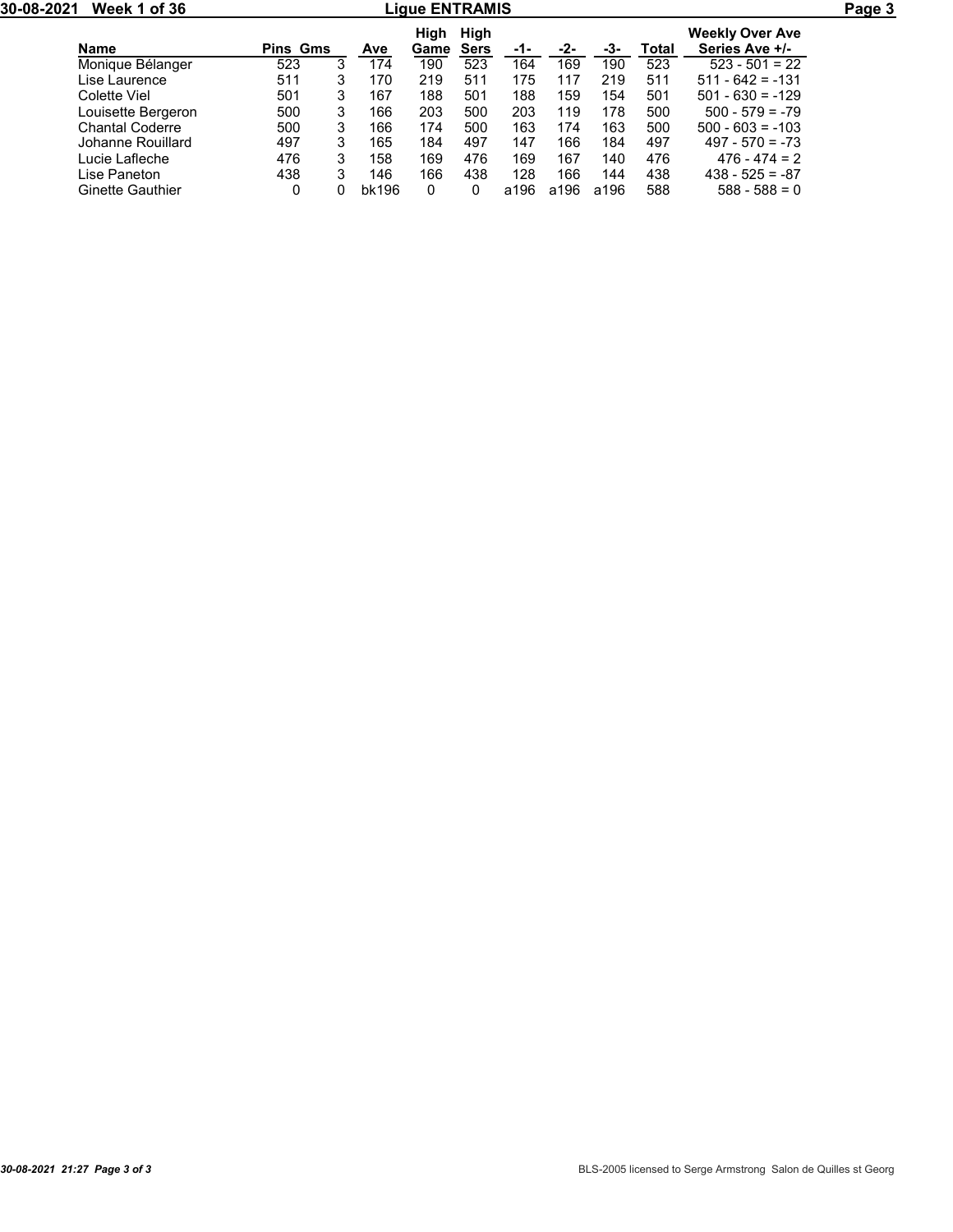| Name | Pins | Gms | Ave | High Game | High Sers | -1- | -2- | -3- | Total | Weekly Over Ave Series Ave +/- |
|---|---|---|---|---|---|---|---|---|---|---|
| Monique Bélanger | 523 | 3 | 174 | 190 | 523 | 164 | 169 | 190 | 523 | 523 - 501 = 22 |
| Lise Laurence | 511 | 3 | 170 | 219 | 511 | 175 | 117 | 219 | 511 | 511 - 642 = -131 |
| Colette Viel | 501 | 3 | 167 | 188 | 501 | 188 | 159 | 154 | 501 | 501 - 630 = -129 |
| Louisette Bergeron | 500 | 3 | 166 | 203 | 500 | 203 | 119 | 178 | 500 | 500 - 579 = -79 |
| Chantal Coderre | 500 | 3 | 166 | 174 | 500 | 163 | 174 | 163 | 500 | 500 - 603 = -103 |
| Johanne Rouillard | 497 | 3 | 165 | 184 | 497 | 147 | 166 | 184 | 497 | 497 - 570 = -73 |
| Lucie Lafleche | 476 | 3 | 158 | 169 | 476 | 169 | 167 | 140 | 476 | 476 - 474 = 2 |
| Lise Paneton | 438 | 3 | 146 | 166 | 438 | 128 | 166 | 144 | 438 | 438 - 525 = -87 |
| Ginette Gauthier | 0 | 0 | bk196 | 0 | 0 | a196 | a196 | a196 | 588 | 588 - 588 = 0 |